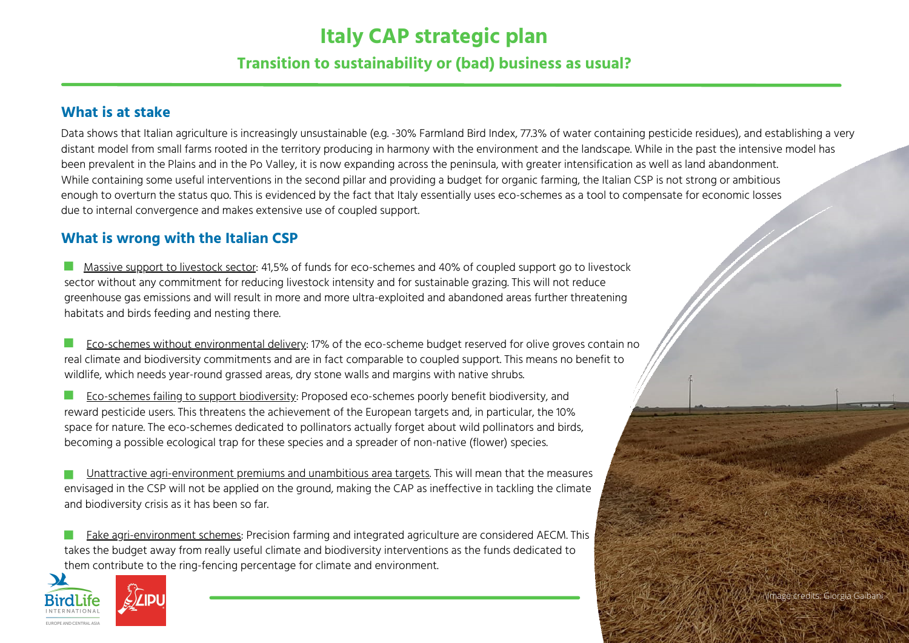# Italy CAP strategic plan

## Transition to sustainability or (bad) business as usual?

### What is at stake

Data shows that Italian agriculture is increasingly unsustainable (e.g. -30% Farmland Bird Index, 77.3% of water containing pesticide residues), and establishing a very distant model from small farms rooted in the territory producing in harmony with the environment and the landscape. While in the past the intensive model has been prevalent in the Plains and in the Po Valley, it is now expanding across the peninsula, with greater intensification as well as land abandonment.
While containing some useful interventions in the second pillar and providing a budget for organic farming, the Italian CSP is not strong or ambitious enough to overturn the status quo. This is evidenced by the fact that Italy essentially uses eco-schemes as a tool to compensate for economic losses due to internal convergence and makes extensive use of coupled support.

### What is wrong with the Italian CSP

- Massive support to livestock sector: 41,5% of funds for eco-schemes and 40% of coupled support go to livestock sector without any commitment for reducing livestock intensity and for sustainable grazing. This will not reduce greenhouse gas emissions and will result in more and more ultra-exploited and abandoned areas further threatening habitats and birds feeding and nesting there.

- Eco-schemes without environmental delivery: 17% of the eco-scheme budget reserved for olive groves contain no real climate and biodiversity commitments and are in fact comparable to coupled support. This means no benefit to wildlife, which needs year-round grassed areas, dry stone walls and margins with native shrubs.

- Eco-schemes failing to support biodiversity: Proposed eco-schemes poorly benefit biodiversity, and reward pesticide users. This threatens the achievement of the European targets and, in particular, the 10% space for nature. The eco-schemes dedicated to pollinators actually forget about wild pollinators and birds, becoming a possible ecological trap for these species and a spreader of non-native (flower) species.

- Unattractive agri-environment premiums and unambitious area targets. This will mean that the measures envisaged in the CSP will not be applied on the ground, making the CAP as ineffective in tackling the climate and biodiversity crisis as it has been so far.

- Fake agri-environment schemes: Precision farming and integrated agriculture are considered AECM. This takes the budget away from really useful climate and biodiversity interventions as the funds dedicated to them contribute to the ring-fencing percentage for climate and environment.

Image credits: Giorgia Gaibani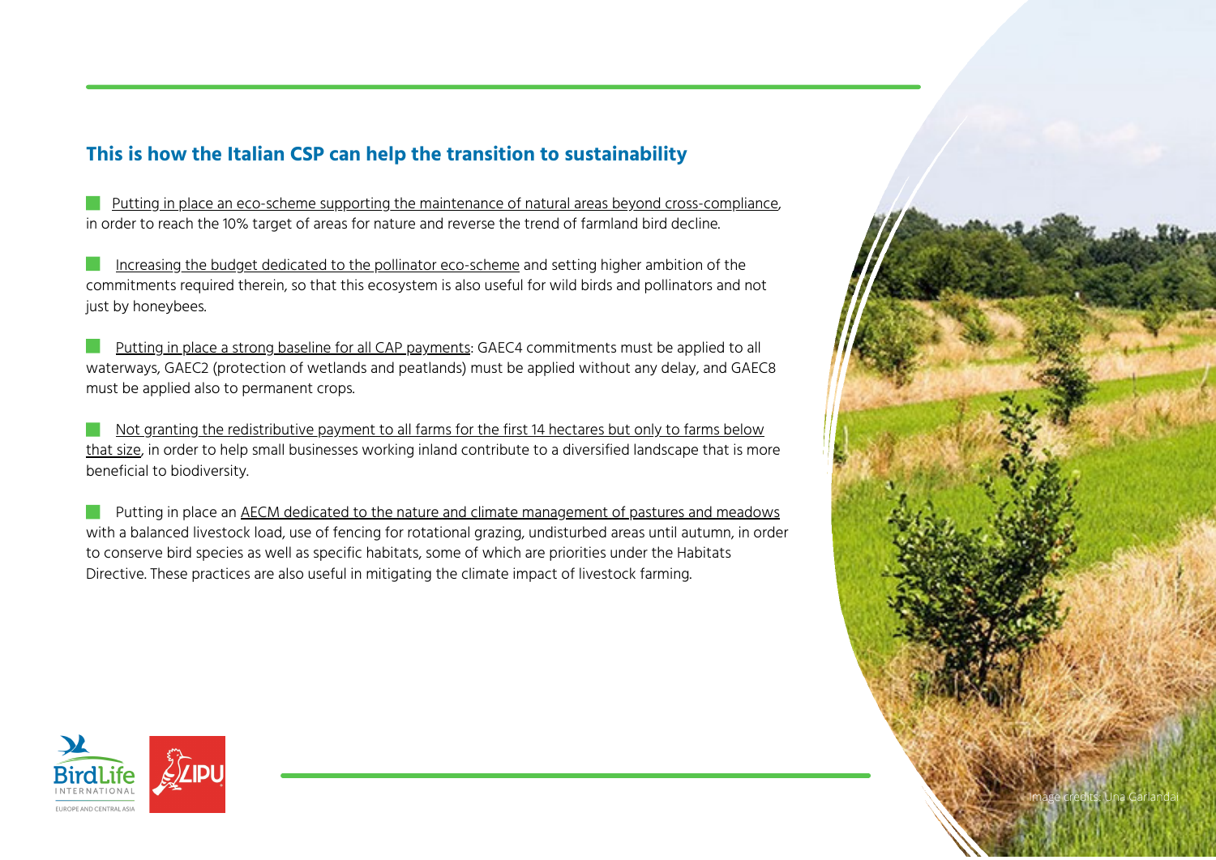## This is how the Italian CSP can help the transition to sustainability

- Putting in place an eco-scheme supporting the maintenance of natural areas beyond cross-compliance, in order to reach the 10% target of areas for nature and reverse the trend of farmland bird decline.

- Increasing the budget dedicated to the pollinator eco-scheme and setting higher ambition of the commitments required therein, so that this ecosystem is also useful for wild birds and pollinators and not just by honeybees.

- Putting in place a strong baseline for all CAP payments: GAEC4 commitments must be applied to all waterways, GAEC2 (protection of wetlands and peatlands) must be applied without any delay, and GAEC8 must be applied also to permanent crops.

- Not granting the redistributive payment to all farms for the first 14 hectares but only to farms below that size, in order to help small businesses working inland contribute to a diversified landscape that is more beneficial to biodiversity.

- Putting in place an AECM dedicated to the nature and climate management of pastures and meadows with a balanced livestock load, use of fencing for rotational grazing, undisturbed areas until autumn, in order to conserve bird species as well as specific habitats, some of which are priorities under the Habitats Directive. These practices are also useful in mitigating the climate impact of livestock farming.

Image credits: Una Garlanda